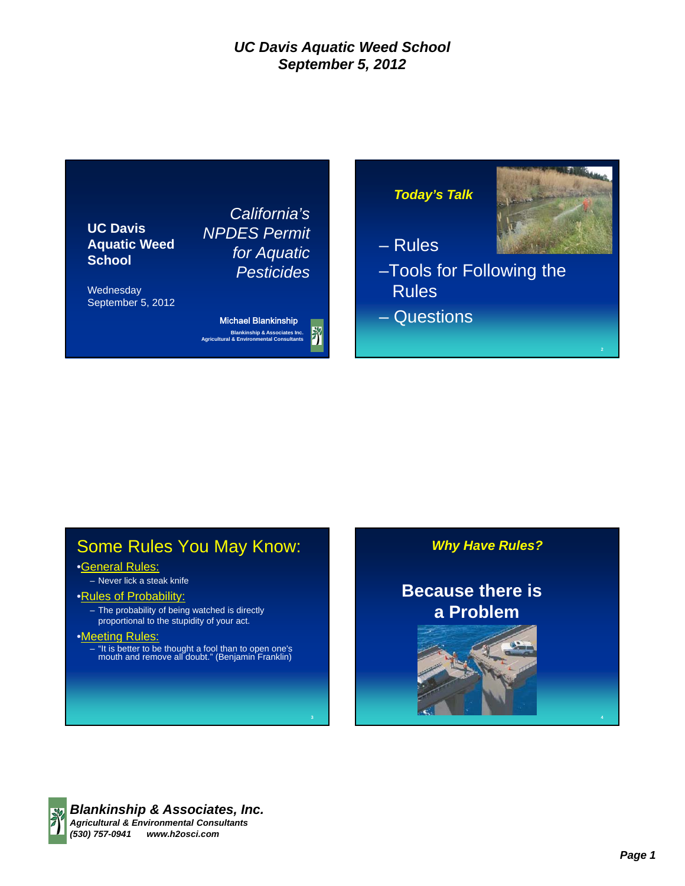# UC Davis Aquatic Weed School
## September 5, 2012

**UC Davis Aquatic Weed School**

Wednesday
September 5, 2012

*California's NPDES Permit for Aquatic Pesticides*

Michael Blankinship

Blankinship & Associates Inc.
Agricultural & Environmental Consultants

---

***Today's Talk***

– Rules

– Tools for Following the Rules

– Questions

---

## Some Rules You May Know:

- General Rules:
  - Never lick a steak knife
- Rules of Probability:
  - The probability of being watched is directly proportional to the stupidity of your act.
- Meeting Rules:
  - "It is better to be thought a fool than to open one's mouth and remove all doubt." (Benjamin Franklin)

---

***Why Have Rules?***

**Because there is a Problem**

---

***Blankinship & Associates, Inc.***
*Agricultural & Environmental Consultants*
*(530) 757-0941 www.h2osci.com*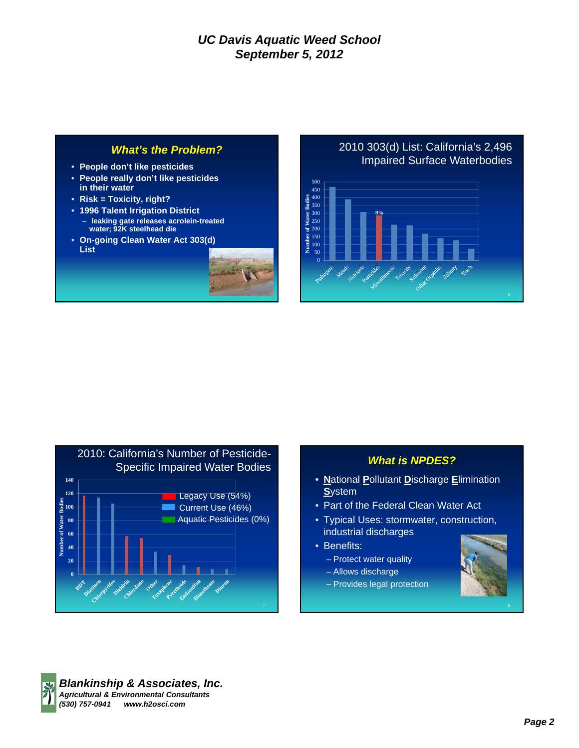### What's the Problem?

- **People don't like pesticides**
- **People really don't like pesticides in their water**
- **Risk = Toxicity, right?**
- **1996 Talent Irrigation District**
  - **leaking gate releases acrolein-treated water; 92K steelhead die**
- **On-going Clean Water Act 303(d) List**

### 2010 303(d) List: California's 2,496 Impaired Surface Waterbodies

Number of Water Bodies: Pathogens, Metals, Nutrients, Pesticides (9%), Miscellaneous, Toxicity, Sediment, Other Organics, Salinity, Trash

### 2010: California's Number of Pesticide-Specific Impaired Water Bodies

Legacy Use (54%)
Current Use (46%)
Aquatic Pesticides (0%)

Number of Water Bodies: DDT, Diazinon, Chlorpyrifos, Dieldrin, Chlordane, Other, Toxaphene, Pyrethroids, Endosulfan, Dimethoate, Diuron

### What is NPDES?

- **N**ational **P**ollutant **D**ischarge **E**limination **S**ystem
- Part of the Federal Clean Water Act
- Typical Uses: stormwater, construction, industrial discharges
- Benefits:
  - Protect water quality
  - Allows discharge
  - Provides legal protection

***Blankinship & Associates, Inc.***
***Agricultural & Environmental Consultants***
***(530) 757-0941 www.h2osci.com***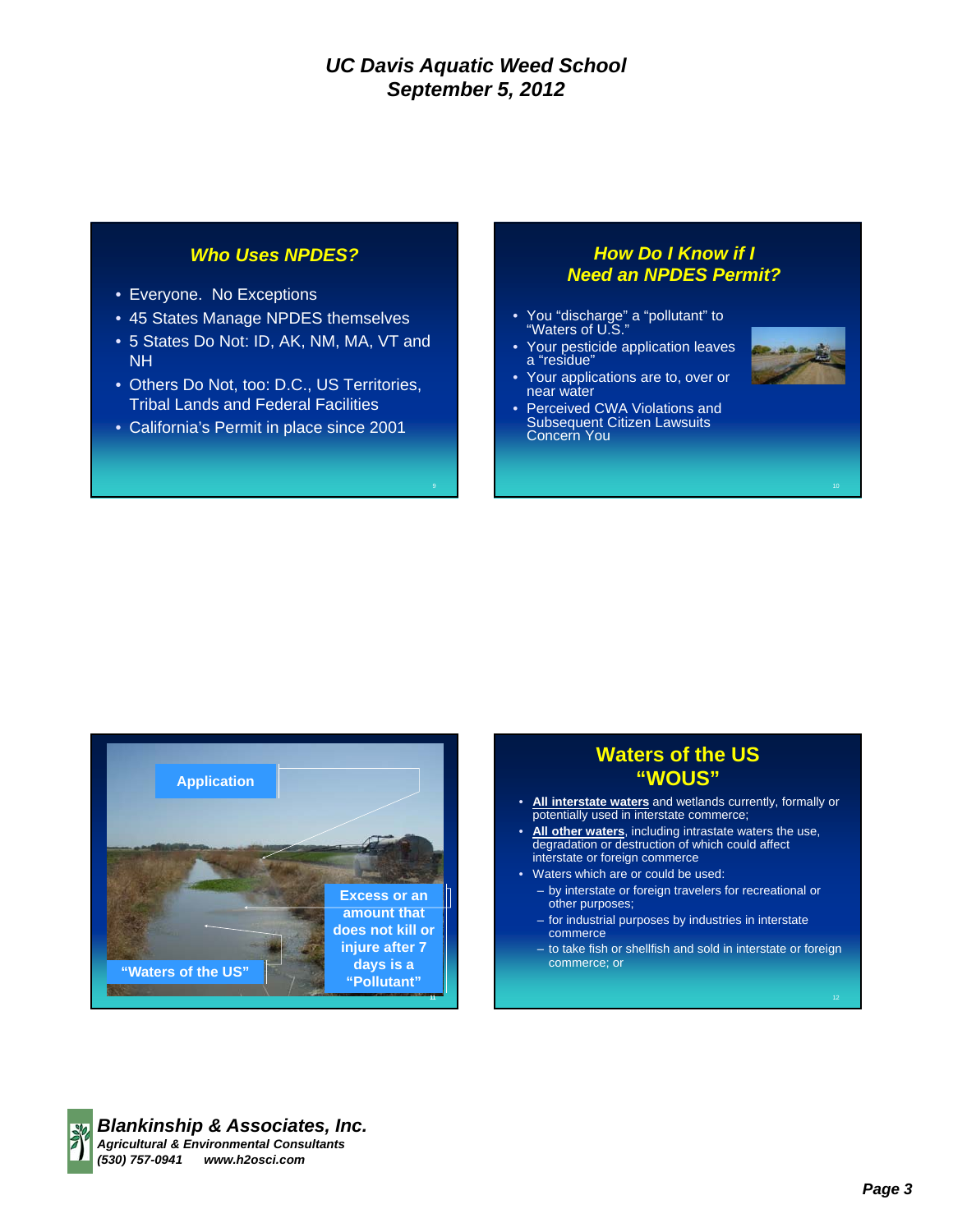## Who Uses NPDES?

- Everyone. No Exceptions
- 45 States Manage NPDES themselves
- 5 States Do Not: ID, AK, NM, MA, VT and NH
- Others Do Not, too: D.C., US Territories, Tribal Lands and Federal Facilities
- California's Permit in place since 2001

## How Do I Know if I Need an NPDES Permit?

- You "discharge" a "pollutant" to "Waters of U.S."
- Your pesticide application leaves a "residue"
- Your applications are to, over or near water
- Perceived CWA Violations and Subsequent Citizen Lawsuits Concern You

Application

Excess or an amount that does not kill or injure after 7 days is a "Pollutant"

"Waters of the US"

## Waters of the US "WOUS"

- **All interstate waters** and wetlands currently, formally or potentially used in interstate commerce;
- **All other waters**, including intrastate waters the use, degradation or destruction of which could affect interstate or foreign commerce
- Waters which are or could be used:
  - by interstate or foreign travelers for recreational or other purposes;
  - for industrial purposes by industries in interstate commerce
  - to take fish or shellfish and sold in interstate or foreign commerce; or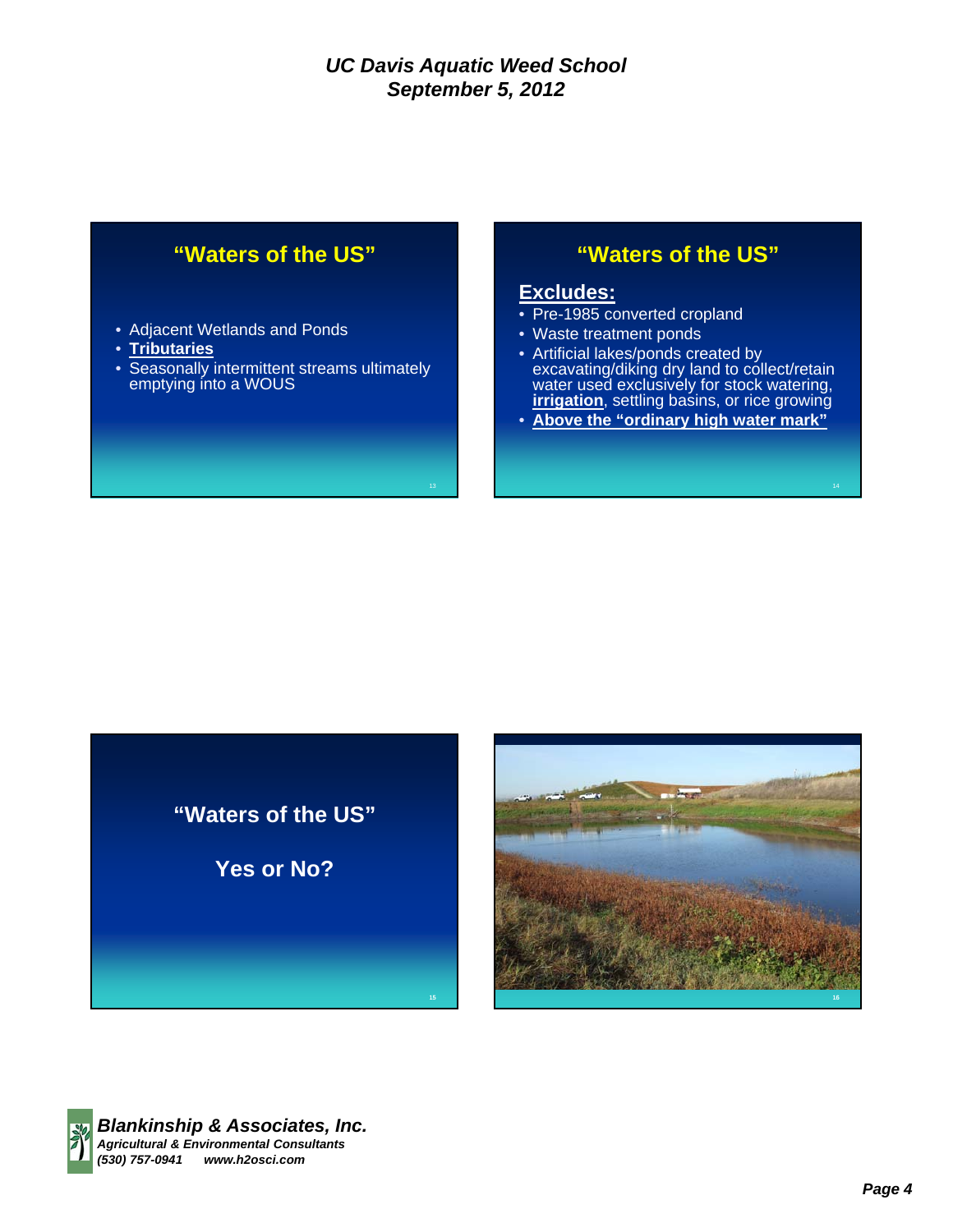## "Waters of the US"

- Adjacent Wetlands and Ponds
- **Tributaries**
- Seasonally intermittent streams ultimately emptying into a WOUS

## "Waters of the US"

**Excludes:**

- Pre-1985 converted cropland
- Waste treatment ponds
- Artificial lakes/ponds created by excavating/diking dry land to collect/retain water used exclusively for stock watering, **irrigation**, settling basins, or rice growing
- **Above the "ordinary high water mark"**

## "Waters of the US"

**Yes or No?**

**Blankinship & Associates, Inc.**
*Agricultural & Environmental Consultants*
*(530) 757-0941 www.h2osci.com*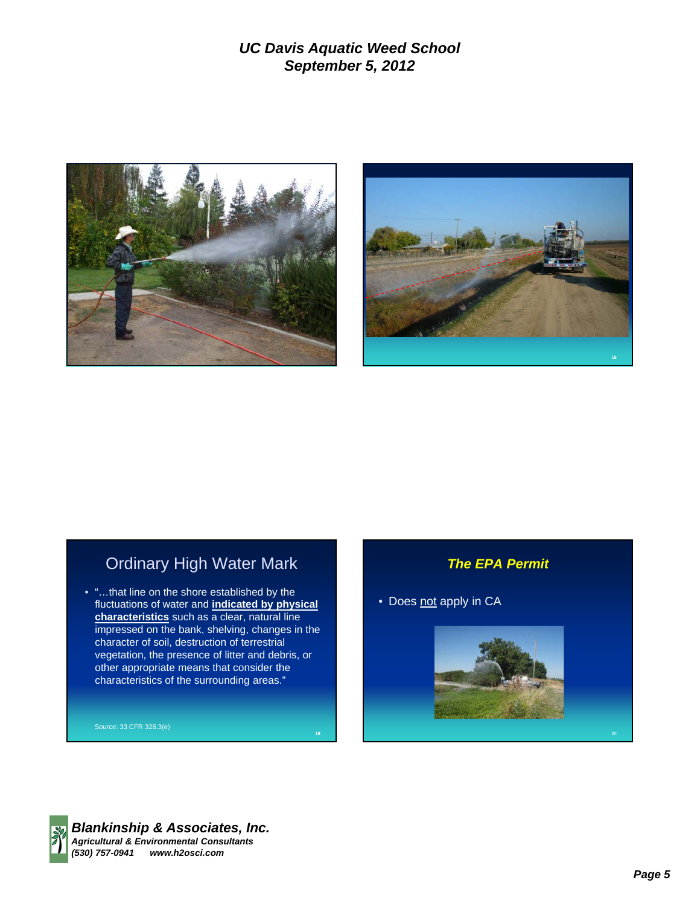## Ordinary High Water Mark

- "…that line on the shore established by the fluctuations of water and **indicated by physical characteristics** such as a clear, natural line impressed on the bank, shelving, changes in the character of soil, destruction of terrestrial vegetation, the presence of litter and debris, or other appropriate means that consider the characteristics of the surrounding areas."

Source: 33 CFR 328.3(e)

## *The EPA Permit*

- Does not apply in CA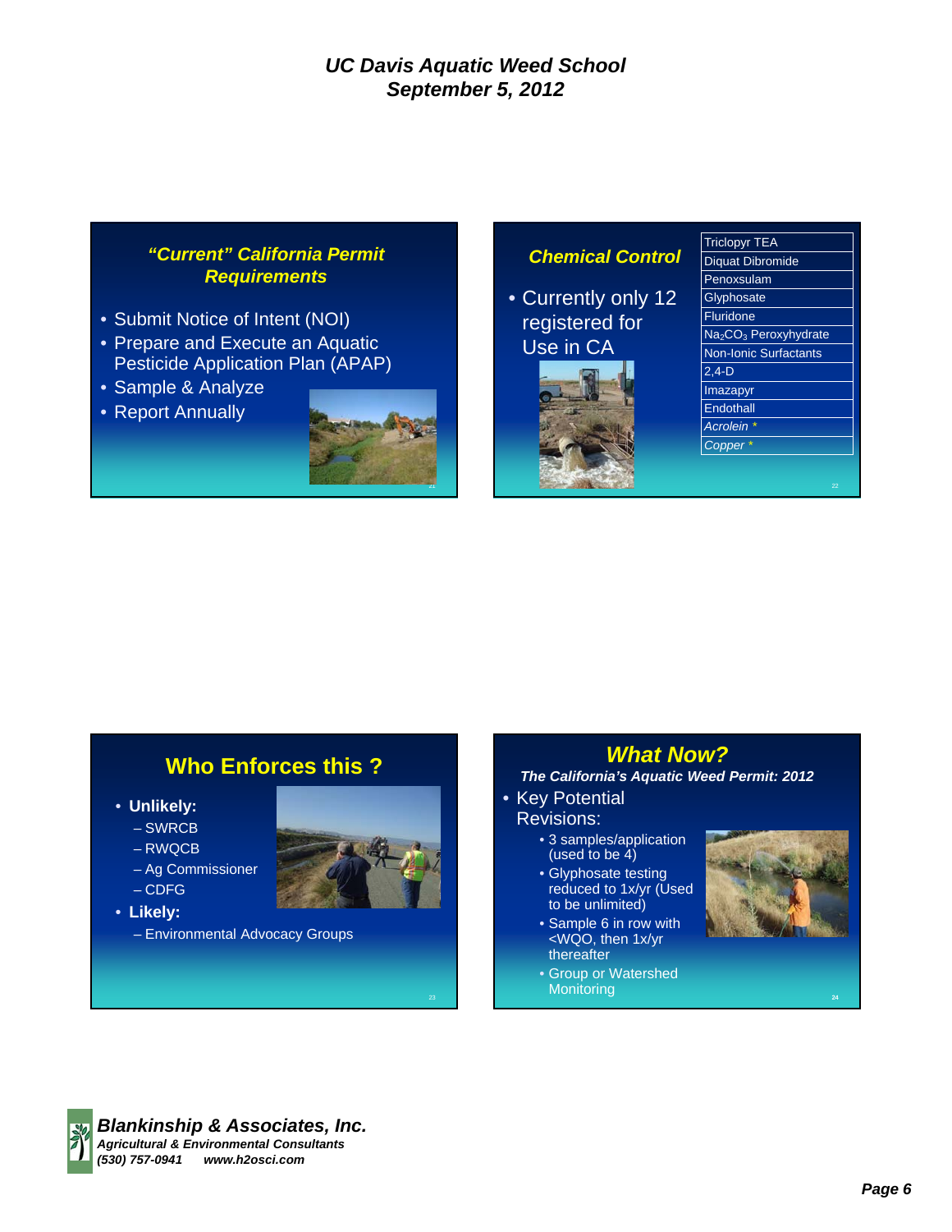## "Current" California Permit Requirements

- Submit Notice of Intent (NOI)
- Prepare and Execute an Aquatic Pesticide Application Plan (APAP)
- Sample & Analyze
- Report Annually

## Chemical Control

- Currently only 12 registered for Use in CA

| |
|---|
| Triclopyr TEA |
| Diquat Dibromide |
| Penoxsulam |
| Glyphosate |
| Fluridone |
| $Na_2CO_3$ Peroxyhydrate |
| Non-Ionic Surfactants |
| 2,4-D |
| Imazapyr |
| Endothall |
| *Acrolein* * |
| *Copper* * |

## Who Enforces this ?

- **Unlikely:**
  - SWRCB
  - RWQCB
  - Ag Commissioner
  - CDFG
- **Likely:**
  - Environmental Advocacy Groups

## *What Now?*

***The California's Aquatic Weed Permit: 2012***

- Key Potential Revisions:
  - 3 samples/application (used to be 4)
  - Glyphosate testing reduced to 1x/yr (Used to be unlimited)
  - Sample 6 in row with <WQO, then 1x/yr thereafter
  - Group or Watershed Monitoring

***Blankinship & Associates, Inc.***
***Agricultural & Environmental Consultants***
***(530) 757-0941 www.h2osci.com***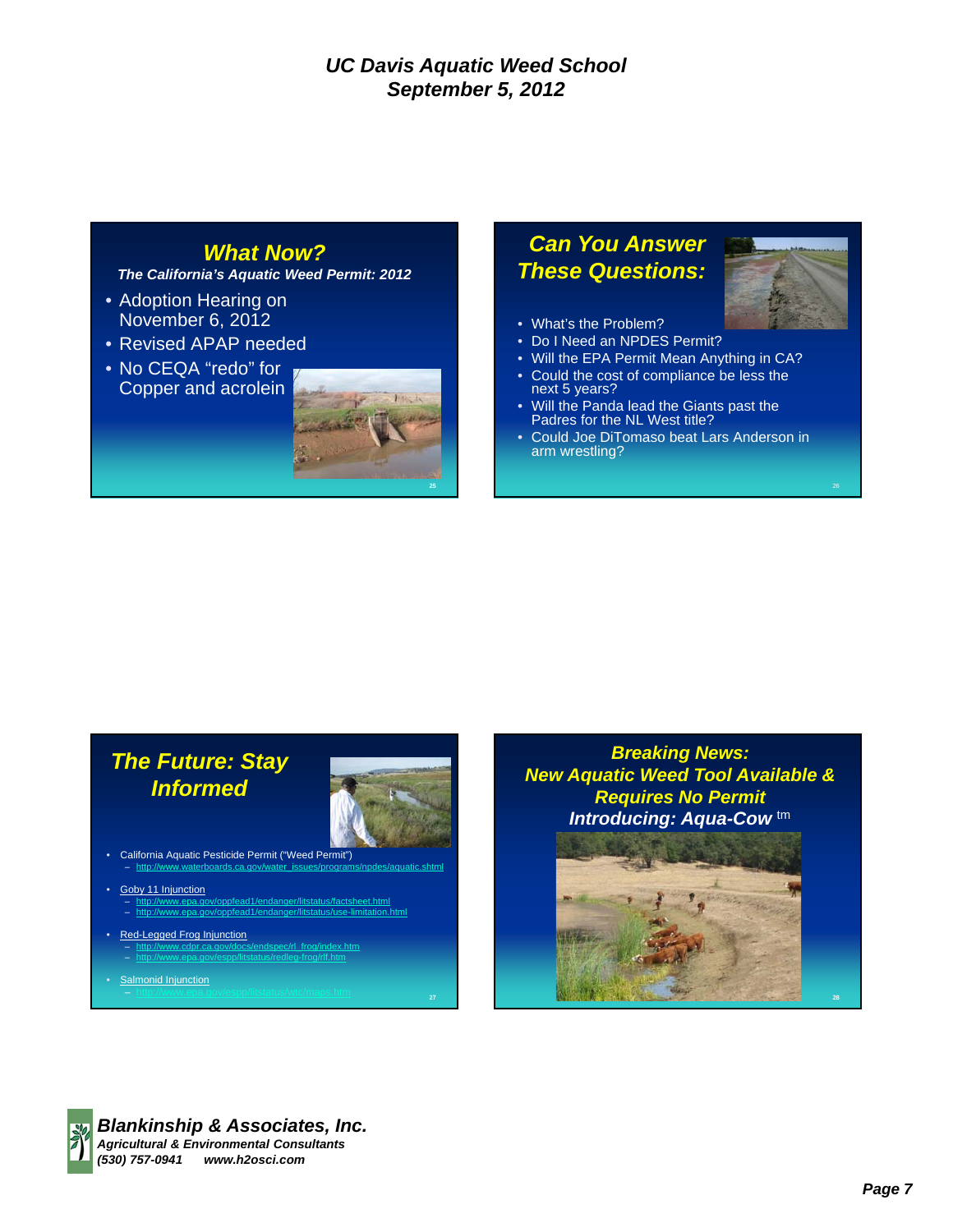## What Now?

*The California's Aquatic Weed Permit: 2012*

- Adoption Hearing on November 6, 2012
- Revised APAP needed
- No CEQA "redo" for Copper and acrolein

## Can You Answer These Questions:

- What's the Problem?
- Do I Need an NPDES Permit?
- Will the EPA Permit Mean Anything in CA?
- Could the cost of compliance be less the next 5 years?
- Will the Panda lead the Giants past the Padres for the NL West title?
- Could Joe DiTomaso beat Lars Anderson in arm wrestling?

## The Future: Stay Informed

- California Aquatic Pesticide Permit ("Weed Permit")
  - http://www.waterboards.ca.gov/water_issues/programs/npdes/aquatic.shtml
- Goby 11 Injunction
  - http://www.epa.gov/oppfead1/endanger/litstatus/factsheet.html
  - http://www.epa.gov/oppfead1/endanger/litstatus/use-limitation.html
- Red-Legged Frog Injunction
  - http://www.cdpr.ca.gov/docs/endspec/rl_frog/index.htm
  - http://www.epa.gov/espp/litstatus/redleg-frog/rlf.htm
- Salmonid Injunction
  - http://www.epa.gov/espp/litstatus/wtc/maps.htm

## Breaking News: New Aquatic Weed Tool Available & Requires No Permit

**Introducing: Aqua-Cow** tm

**Blankinship & Associates, Inc.**
*Agricultural & Environmental Consultants*
*(530) 757-0941 www.h2osci.com*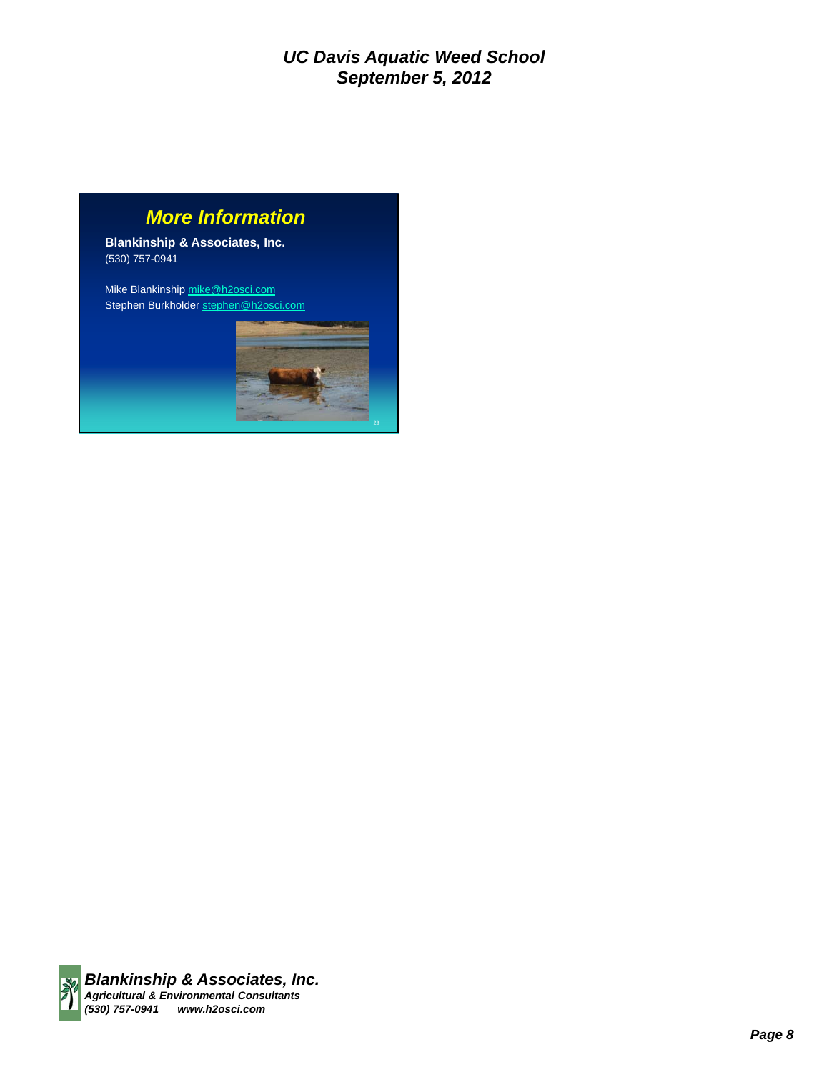## More Information

**Blankinship & Associates, Inc.**
(530) 757-0941

Mike Blankinship mike@h2osci.com
Stephen Burkholder stephen@h2osci.com